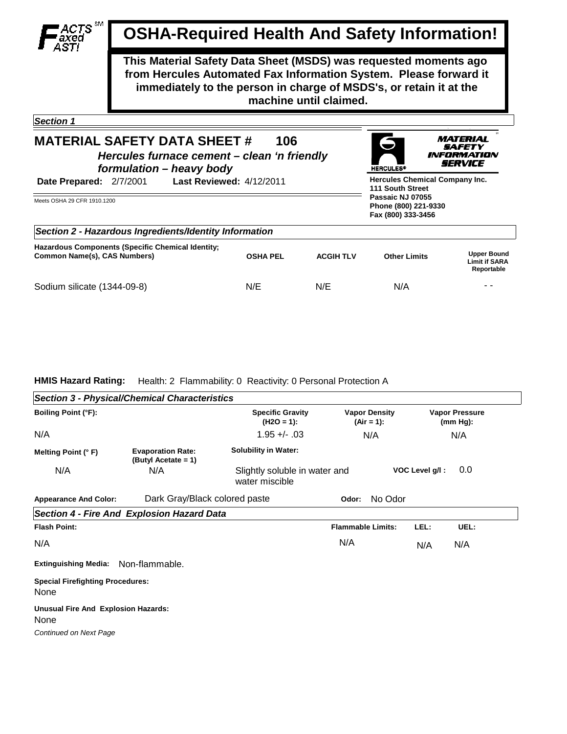**FACTS Faxed FAST!** SM

# OSHA-Required Health And Safety Information!

**This Material Safety Data Sheet (MSDS) was requested moments ago from Hercules Automated Fax Information System. Please forward it immediately to the person in charge of MSDS's, or retain it at the machine until claimed.**

*Section 1*

## MATERIAL SAFETY DATA SHEET # 106

***Hercules furnace cement – clean 'n friendly formulation – heavy body***

**Date Prepared:** 2/7/2001 **Last Reviewed:** 4/12/2011

Meets OSHA 29 CFR 1910.1200

HERCULES® MATERIAL SAFETY INFORMATION SERVICE

**Hercules Chemical Company Inc.**
**111 South Street**
**Passaic NJ 07055**
**Phone (800) 221-9330**
**Fax (800) 333-3456**

### *Section 2 - Hazardous Ingredients/Identity Information*

| Hazardous Components (Specific Chemical Identity; Common Name(s), CAS Numbers) | OSHA PEL | ACGIH TLV | Other Limits | Upper Bound Limit if SARA Reportable |
|---|---|---|---|---|
| Sodium silicate (1344-09-8) | N/E | N/E | N/A | - - |

**HMIS Hazard Rating:** Health: 2 Flammability: 0 Reactivity: 0 Personal Protection A

### *Section 3 - Physical/Chemical Characteristics*

| Boiling Point (°F): | Specific Gravity ($H_2O$ = 1): | Vapor Density (Air = 1): | Vapor Pressure (mm Hg): |
|---|---|---|---|
| N/A | 1.95 +/- .03 | N/A | N/A |

| Melting Point (° F) | Evaporation Rate: (Butyl Acetate = 1) | Solubility in Water: | VOC Level g/l : |
|---|---|---|---|
| N/A | N/A | Slightly soluble in water and water miscible | 0.0 |

**Appearance And Color:** Dark Gray/Black colored paste **Odor:** No Odor

### *Section 4 - Fire And Explosion Hazard Data*

| Flash Point: | Flammable Limits: | LEL: | UEL: |
|---|---|---|---|
| N/A | N/A | N/A | N/A |

**Extinguishing Media:** Non-flammable.

**Special Firefighting Procedures:**
None

**Unusual Fire And Explosion Hazards:**
None

*Continued on Next Page*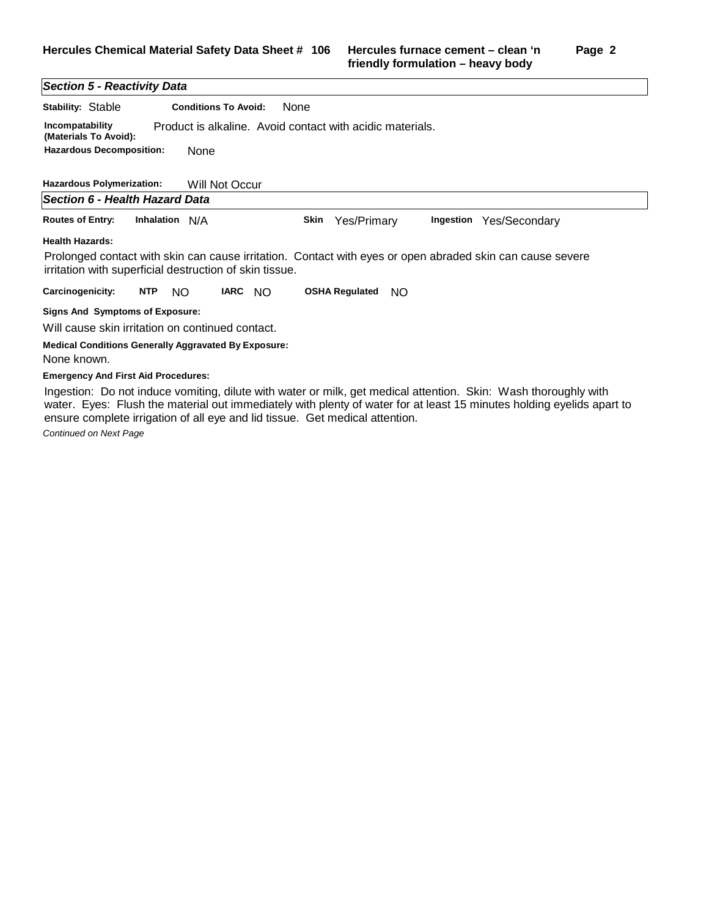## *Section 5 - Reactivity Data*

**Stability:** Stable **Conditions To Avoid:** None

**Incompatability (Materials To Avoid):** Product is alkaline. Avoid contact with acidic materials.

**Hazardous Decomposition:** None

**Hazardous Polymerization:** Will Not Occur

## *Section 6 - Health Hazard Data*

**Routes of Entry:** **Inhalation** N/A **Skin** Yes/Primary **Ingestion** Yes/Secondary

**Health Hazards:**

Prolonged contact with skin can cause irritation. Contact with eyes or open abraded skin can cause severe irritation with superficial destruction of skin tissue.

**Carcinogenicity:** **NTP** NO **IARC** NO **OSHA Regulated** NO

**Signs And Symptoms of Exposure:**

Will cause skin irritation on continued contact.

**Medical Conditions Generally Aggravated By Exposure:**

None known.

**Emergency And First Aid Procedures:**

Ingestion: Do not induce vomiting, dilute with water or milk, get medical attention. Skin: Wash thoroughly with water. Eyes: Flush the material out immediately with plenty of water for at least 15 minutes holding eyelids apart to ensure complete irrigation of all eye and lid tissue. Get medical attention.

*Continued on Next Page*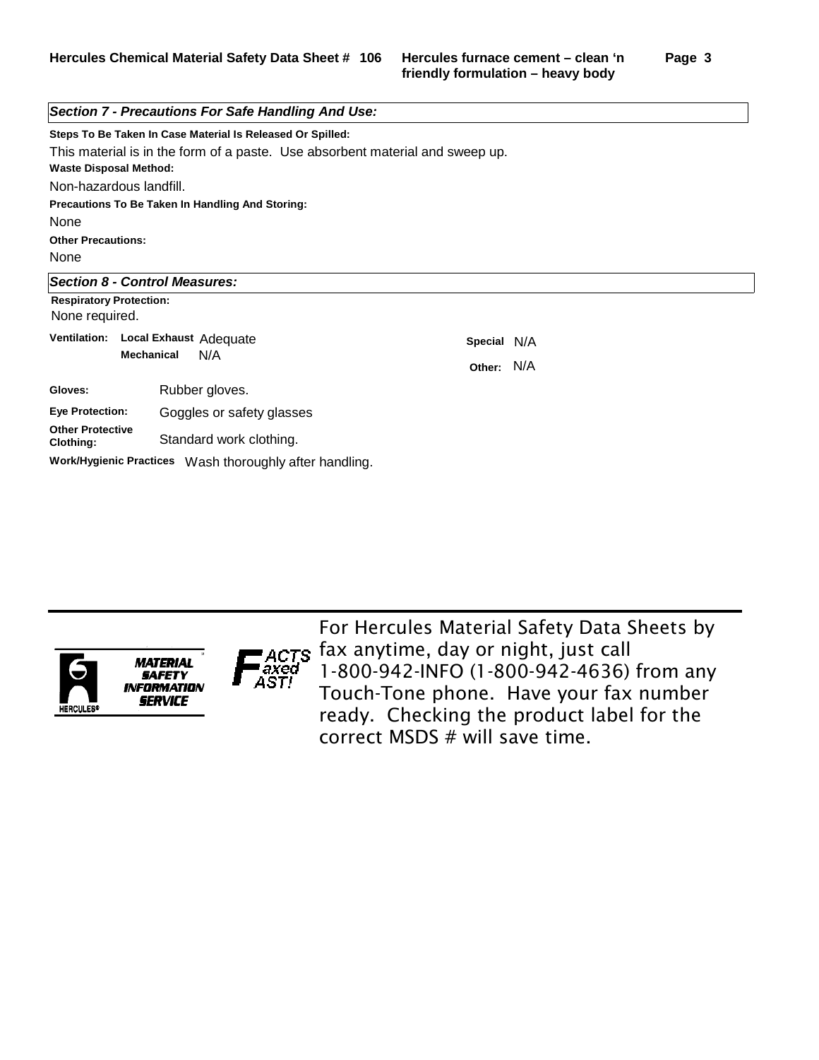## Section 7 - Precautions For Safe Handling And Use:

**Steps To Be Taken In Case Material Is Released Or Spilled:**

This material is in the form of a paste. Use absorbent material and sweep up.

**Waste Disposal Method:**

Non-hazardous landfill.

**Precautions To Be Taken In Handling And Storing:**

None

**Other Precautions:**

None

## Section 8 - Control Measures:

**Respiratory Protection:**

None required.

| | | | | |
|---|---|---|---|---|
| **Ventilation:** | **Local Exhaust** | Adequate | **Special** | N/A |
| | **Mechanical** | N/A | **Other:** | N/A |

**Gloves:** Rubber gloves.

**Eye Protection:** Goggles or safety glasses

**Other Protective Clothing:** Standard work clothing.

**Work/Hygienic Practices** Wash thoroughly after handling.

HERCULES® MATERIAL SAFETY INFORMATION SERVICE

FACTS Faxed FAST!

For Hercules Material Safety Data Sheets by fax anytime, day or night, just call 1-800-942-INFO (1-800-942-4636) from any Touch-Tone phone. Have your fax number ready. Checking the product label for the correct MSDS # will save time.